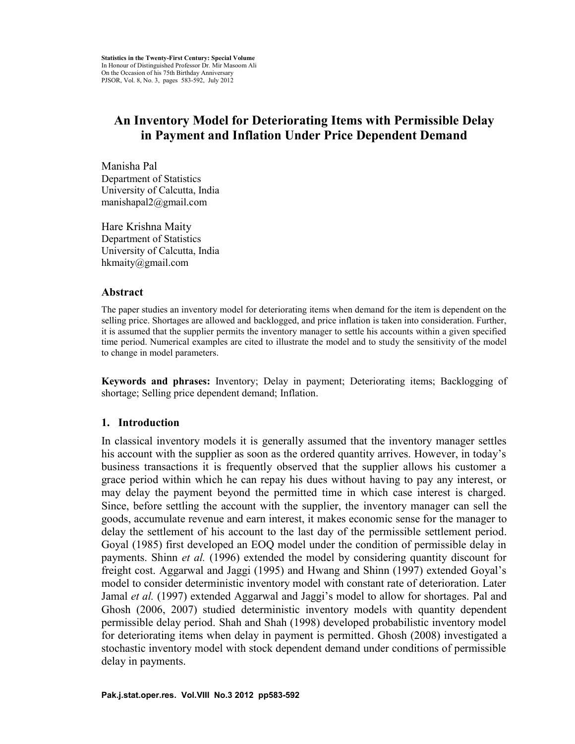Statistics in the Twenty-First Century: Special Volume
In Honour of Distinguished Professor Dr. Mir Masoom Ali
On the Occasion of his 75th Birthday Anniversary
PJSOR, Vol. 8, No. 3, pages 583-592, July 2012

# An Inventory Model for Deteriorating Items with Permissible Delay in Payment and Inflation Under Price Dependent Demand

Manisha Pal
Department of Statistics
University of Calcutta, India
manishapal2@gmail.com

Hare Krishna Maity
Department of Statistics
University of Calcutta, India
hkmaity@gmail.com

### Abstract

The paper studies an inventory model for deteriorating items when demand for the item is dependent on the selling price. Shortages are allowed and backlogged, and price inflation is taken into consideration. Further, it is assumed that the supplier permits the inventory manager to settle his accounts within a given specified time period. Numerical examples are cited to illustrate the model and to study the sensitivity of the model to change in model parameters.

**Keywords and phrases:** Inventory; Delay in payment; Deteriorating items; Backlogging of shortage; Selling price dependent demand; Inflation.

## 1. Introduction

In classical inventory models it is generally assumed that the inventory manager settles his account with the supplier as soon as the ordered quantity arrives. However, in today's business transactions it is frequently observed that the supplier allows his customer a grace period within which he can repay his dues without having to pay any interest, or may delay the payment beyond the permitted time in which case interest is charged. Since, before settling the account with the supplier, the inventory manager can sell the goods, accumulate revenue and earn interest, it makes economic sense for the manager to delay the settlement of his account to the last day of the permissible settlement period. Goyal (1985) first developed an EOQ model under the condition of permissible delay in payments. Shinn *et al.* (1996) extended the model by considering quantity discount for freight cost. Aggarwal and Jaggi (1995) and Hwang and Shinn (1997) extended Goyal's model to consider deterministic inventory model with constant rate of deterioration. Later Jamal *et al.* (1997) extended Aggarwal and Jaggi's model to allow for shortages. Pal and Ghosh (2006, 2007) studied deterministic inventory models with quantity dependent permissible delay period. Shah and Shah (1998) developed probabilistic inventory model for deteriorating items when delay in payment is permitted. Ghosh (2008) investigated a stochastic inventory model with stock dependent demand under conditions of permissible delay in payments.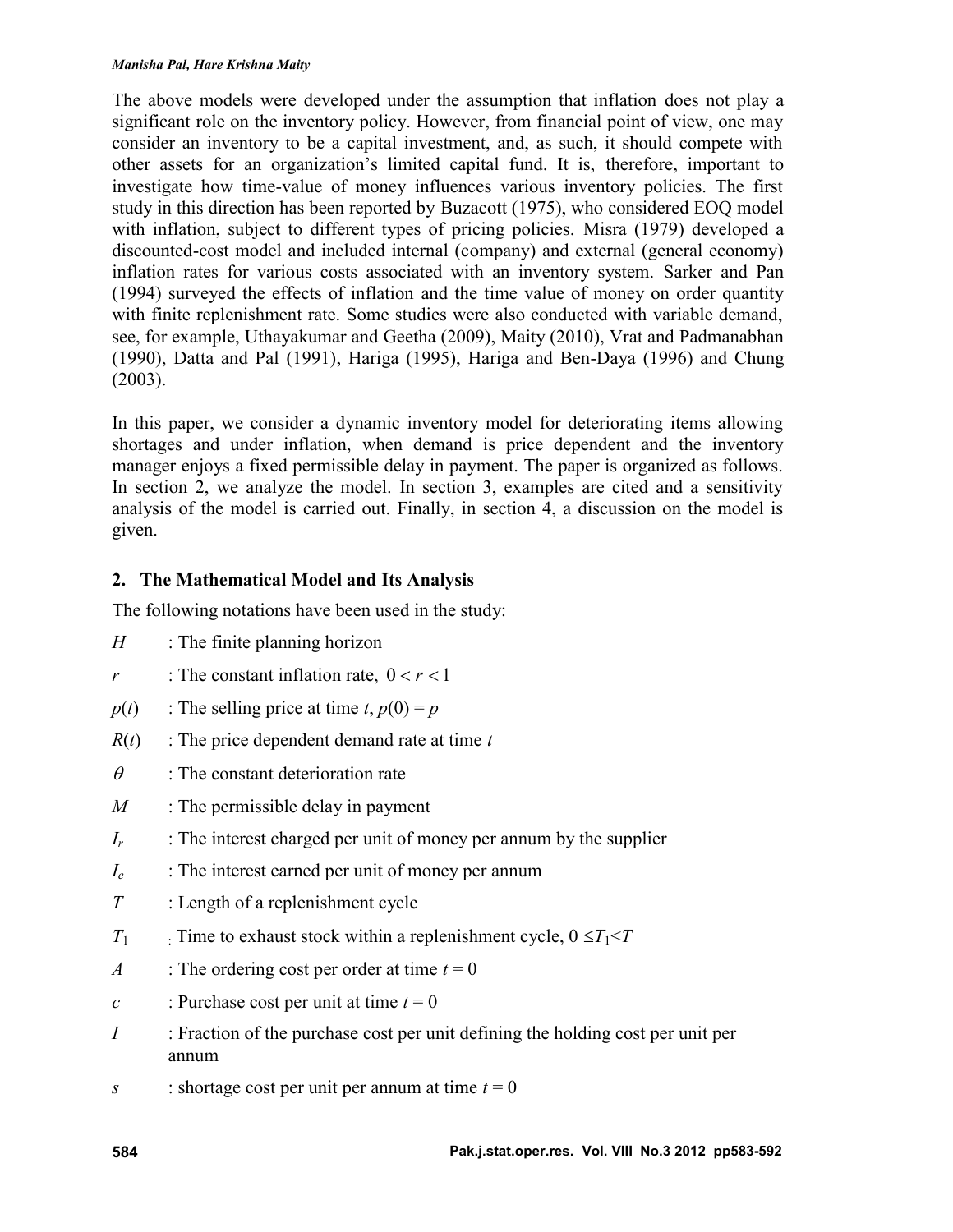The above models were developed under the assumption that inflation does not play a significant role on the inventory policy. However, from financial point of view, one may consider an inventory to be a capital investment, and, as such, it should compete with other assets for an organization's limited capital fund. It is, therefore, important to investigate how time-value of money influences various inventory policies. The first study in this direction has been reported by Buzacott (1975), who considered EOQ model with inflation, subject to different types of pricing policies. Misra (1979) developed a discounted-cost model and included internal (company) and external (general economy) inflation rates for various costs associated with an inventory system. Sarker and Pan (1994) surveyed the effects of inflation and the time value of money on order quantity with finite replenishment rate. Some studies were also conducted with variable demand, see, for example, Uthayakumar and Geetha (2009), Maity (2010), Vrat and Padmanabhan (1990), Datta and Pal (1991), Hariga (1995), Hariga and Ben-Daya (1996) and Chung (2003).

In this paper, we consider a dynamic inventory model for deteriorating items allowing shortages and under inflation, when demand is price dependent and the inventory manager enjoys a fixed permissible delay in payment. The paper is organized as follows. In section 2, we analyze the model. In section 3, examples are cited and a sensitivity analysis of the model is carried out. Finally, in section 4, a discussion on the model is given.

## 2. The Mathematical Model and Its Analysis

The following notations have been used in the study:

- $H$ : The finite planning horizon
- $r$ : The constant inflation rate, $0 < r < 1$
- $p(t)$ : The selling price at time $t$, $p(0) = p$
- $R(t)$ : The price dependent demand rate at time $t$
- $\theta$ : The constant deterioration rate
- $M$ : The permissible delay in payment
- $I_r$ : The interest charged per unit of money per annum by the supplier
- $I_e$ : The interest earned per unit of money per annum
- $T$ : Length of a replenishment cycle
- $T_1$ : Time to exhaust stock within a replenishment cycle, $0 \leq T_1 < T$
- $A$ : The ordering cost per order at time $t = 0$
- $c$ : Purchase cost per unit at time $t = 0$
- $I$ : Fraction of the purchase cost per unit defining the holding cost per unit per annum
- $s$ : shortage cost per unit per annum at time $t = 0$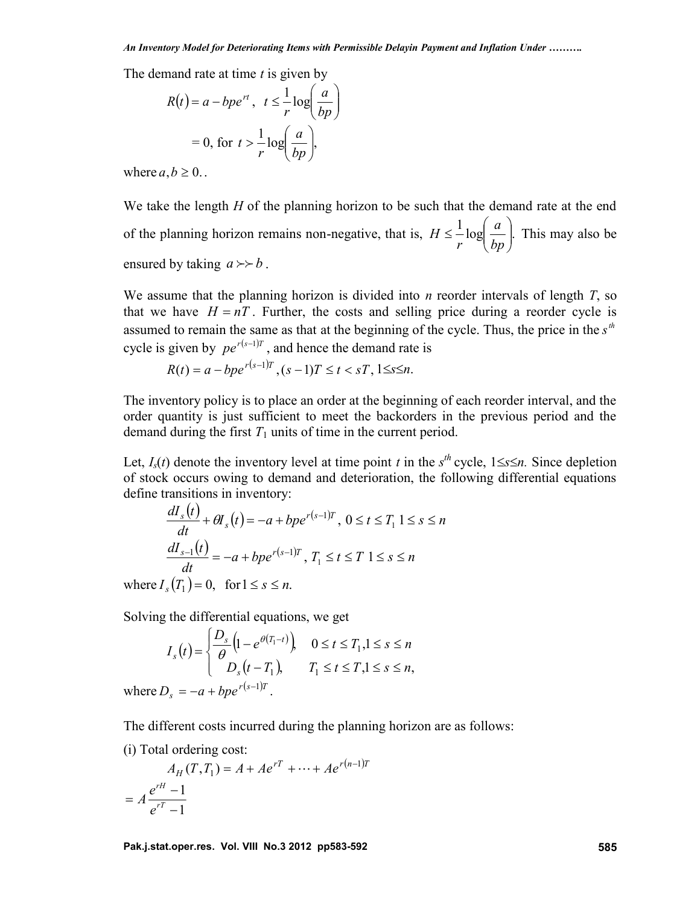The demand rate at time $t$ is given by

$$R(t) = a - bpe^{rt}, \quad t \le \frac{1}{r}\log\left(\frac{a}{bp}\right)$$

$$= 0, \text{ for } t > \frac{1}{r}\log\left(\frac{a}{bp}\right),$$

where $a, b \ge 0.$.

We take the length $H$ of the planning horizon to be such that the demand rate at the end of the planning horizon remains non-negative, that is, $H \le \frac{1}{r}\log\left(\frac{a}{bp}\right).$ This may also be ensured by taking $a \succ\succ b$.

We assume that the planning horizon is divided into $n$ reorder intervals of length $T$, so that we have $H = nT$. Further, the costs and selling price during a reorder cycle is assumed to remain the same as that at the beginning of the cycle. Thus, the price in the $s^{th}$ cycle is given by $pe^{r(s-1)T}$, and hence the demand rate is

$$R(t) = a - bpe^{r(s-1)T}, (s-1)T \le t < sT, 1 \le s \le n.$$

The inventory policy is to place an order at the beginning of each reorder interval, and the order quantity is just sufficient to meet the backorders in the previous period and the demand during the first $T_1$ units of time in the current period.

Let, $I_s(t)$ denote the inventory level at time point $t$ in the $s^{th}$ cycle, $1 \le s \le n.$ Since depletion of stock occurs owing to demand and deterioration, the following differential equations define transitions in inventory:

$$\frac{dI_s(t)}{dt} + \theta I_s(t) = -a + bpe^{r(s-1)T}, \; 0 \le t \le T_1 \; 1 \le s \le n$$

$$\frac{dI_{s-1}(t)}{dt} = -a + bpe^{r(s-1)T}, \; T_1 \le t \le T \; 1 \le s \le n$$

where $I_s(T_1) = 0, \quad \text{for } 1 \le s \le n.$

Solving the differential equations, we get

$$I_s(t) = \begin{cases} \dfrac{D_s}{\theta}\left(1 - e^{\theta(T_1 - t)}\right), & 0 \le t \le T_1, 1 \le s \le n \\ D_s(t - T_1), & T_1 \le t \le T, 1 \le s \le n, \end{cases}$$

where $D_s = -a + bpe^{r(s-1)T}$.

The different costs incurred during the planning horizon are as follows:

(i) Total ordering cost:

$$A_H(T, T_1) = A + Ae^{rT} + \cdots + Ae^{r(n-1)T}$$

$$= A\frac{e^{rH} - 1}{e^{rT} - 1}$$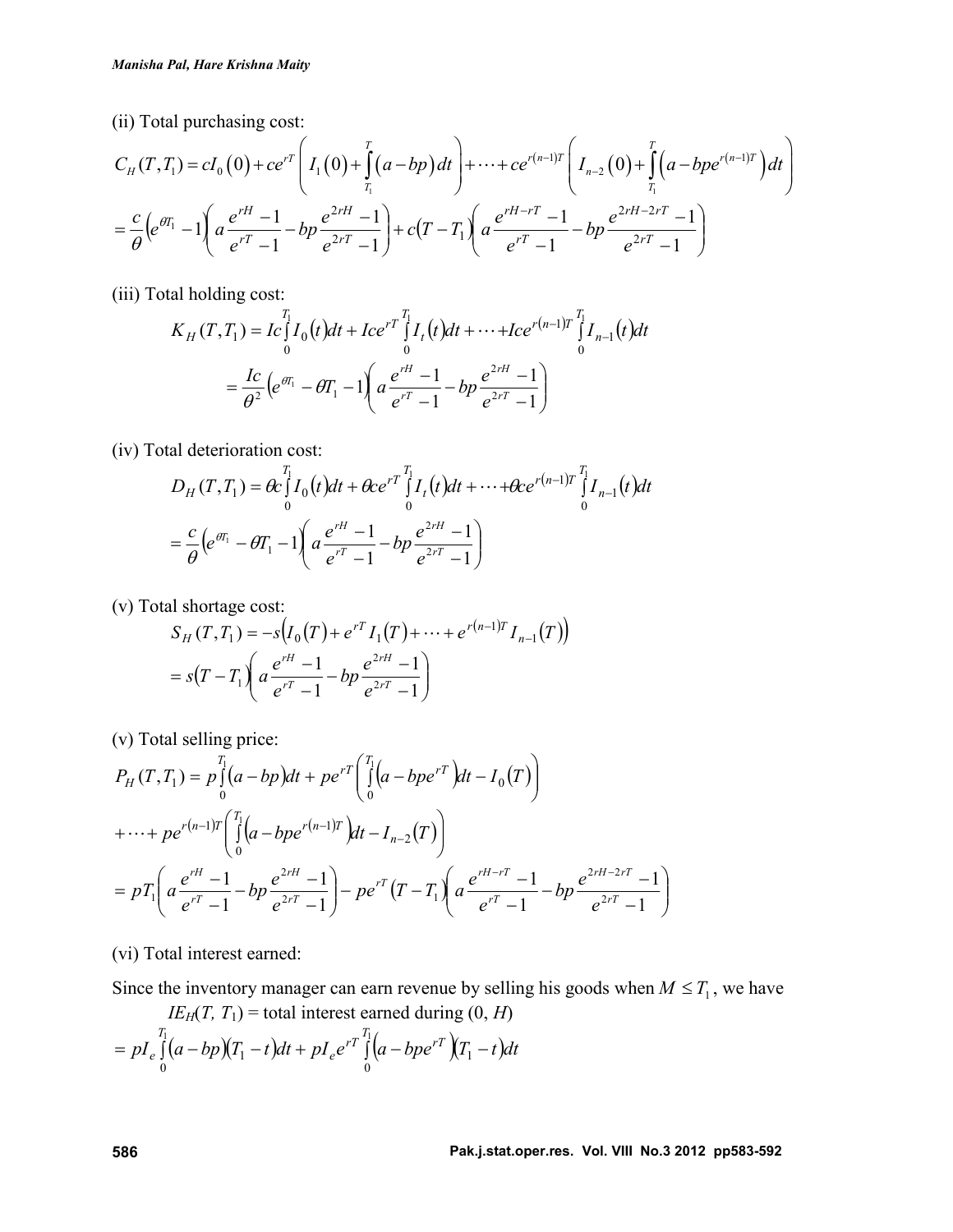(ii) Total purchasing cost:

$$C_H(T,T_1) = cI_0(0) + ce^{rT}\left(I_1(0) + \int_{T_1}^{T}(a-bp)\,dt\right) + \cdots + ce^{r(n-1)T}\left(I_{n-2}(0) + \int_{T_1}^{T}\left(a-bpe^{r(n-1)T}\right)dt\right)$$

$$= \frac{c}{\theta}\left(e^{\theta T_1}-1\right)\left(a\frac{e^{rH}-1}{e^{rT}-1} - bp\frac{e^{2rH}-1}{e^{2rT}-1}\right) + c\left(T-T_1\right)\left(a\frac{e^{rH-rT}-1}{e^{rT}-1} - bp\frac{e^{2rH-2rT}-1}{e^{2rT}-1}\right)$$

(iii) Total holding cost:

$$K_H(T,T_1) = Ic\int_0^{T_1} I_0(t)dt + Ice^{rT}\int_0^{T_1} I_t(t)dt + \cdots + Ice^{r(n-1)T}\int_0^{T_1} I_{n-1}(t)dt$$

$$= \frac{Ic}{\theta^2}\left(e^{\theta T_1} - \theta T_1 - 1\right)\left(a\frac{e^{rH}-1}{e^{rT}-1} - bp\frac{e^{2rH}-1}{e^{2rT}-1}\right)$$

(iv) Total deterioration cost:

$$D_H(T,T_1) = \theta c\int_0^{T_1} I_0(t)dt + \theta ce^{rT}\int_0^{T_1} I_t(t)dt + \cdots + \theta ce^{r(n-1)T}\int_0^{T_1} I_{n-1}(t)dt$$

$$= \frac{c}{\theta}\left(e^{\theta T_1} - \theta T_1 - 1\right)\left(a\frac{e^{rH}-1}{e^{rT}-1} - bp\frac{e^{2rH}-1}{e^{2rT}-1}\right)$$

(v) Total shortage cost:

$$S_H(T,T_1) = -s\left(I_0(T) + e^{rT}I_1(T) + \cdots + e^{r(n-1)T}I_{n-1}(T)\right)$$

$$= s\left(T-T_1\right)\left(a\frac{e^{rH}-1}{e^{rT}-1} - bp\frac{e^{2rH}-1}{e^{2rT}-1}\right)$$

(v) Total selling price:

$$P_H(T,T_1) = p\int_0^{T_1}(a-bp)dt + pe^{rT}\left(\int_0^{T_1}\left(a-bpe^{rT}\right)dt - I_0(T)\right)$$

$$+ \cdots + pe^{r(n-1)T}\left(\int_0^{T_1}\left(a-bpe^{r(n-1)T}\right)dt - I_{n-2}(T)\right)$$

$$= pT_1\left(a\frac{e^{rH}-1}{e^{rT}-1} - bp\frac{e^{2rH}-1}{e^{2rT}-1}\right) - pe^{rT}\left(T-T_1\right)\left(a\frac{e^{rH-rT}-1}{e^{rT}-1} - bp\frac{e^{2rH-2rT}-1}{e^{2rT}-1}\right)$$

(vi) Total interest earned:

Since the inventory manager can earn revenue by selling his goods when $M \le T_1$, we have

$IE_H(T,\ T_1)$ = total interest earned during $(0,\ H)$

$$= pI_e\int_0^{T_1}(a-bp)(T_1-t)dt + pI_e e^{rT}\int_0^{T_1}\left(a-bpe^{rT}\right)(T_1-t)dt$$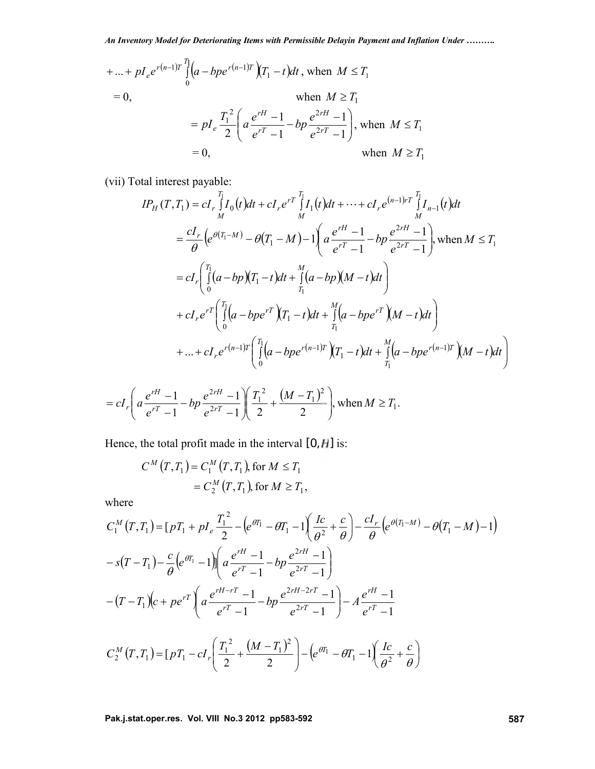$$+ \ldots + pI_e e^{r(n-1)T} \int_0^{T_1} \left(a - bpe^{r(n-1)T}\right)(T_1 - t)dt, \text{ when } M \le T_1$$

$$= 0, \qquad \text{when } M \ge T_1$$

$$= pI_e \frac{T_1^2}{2}\left(a\frac{e^{rH}-1}{e^{rT}-1} - bp\frac{e^{2rH}-1}{e^{2rT}-1}\right), \text{ when } M \le T_1$$

$$= 0, \qquad \text{when } M \ge T_1$$

(vii) Total interest payable:

$$IP_H(T, T_1) = cI_r \int_M^{T_1} I_0(t)dt + cI_r e^{rT} \int_M^{T_1} I_1(t)dt + \cdots + cI_r e^{(n-1)rT} \int_M^{T_1} I_{n-1}(t)dt$$

$$= \frac{cI_r}{\theta}\left(e^{\theta(T_1 - M)} - \theta(T_1 - M) - 1\right)\left(a\frac{e^{rH}-1}{e^{rT}-1} - bp\frac{e^{2rH}-1}{e^{2rT}-1}\right), \text{when } M \le T_1$$

$$= cI_r\left(\int_0^{T_1}(a - bp)(T_1 - t)dt + \int_{T_1}^{M}(a - bp)(M - t)dt\right)$$

$$+ cI_r e^{rT}\left(\int_0^{T_1}\left(a - bpe^{rT}\right)(T_1 - t)dt + \int_{T_1}^{M}\left(a - bpe^{rT}\right)(M - t)dt\right)$$

$$+ \ldots + cI_r e^{r(n-1)T}\left(\int_0^{T_1}\left(a - bpe^{r(n-1)T}\right)(T_1 - t)dt + \int_{T_1}^{M}\left(a - bpe^{r(n-1)T}\right)(M - t)dt\right)$$

$$= cI_r\left(a\frac{e^{rH}-1}{e^{rT}-1} - bp\frac{e^{2rH}-1}{e^{2rT}-1}\right)\left(\frac{T_1^2}{2} + \frac{(M - T_1)^2}{2}\right), \text{when } M \ge T_1.$$

Hence, the total profit made in the interval $[0, H]$ is:

$$C^M(T, T_1) = C_1^M(T, T_1), \text{ for } M \le T_1$$

$$= C_2^M(T, T_1), \text{ for } M \ge T_1,$$

where

$$C_1^M(T, T_1) = [pT_1 + pI_e\frac{T_1^2}{2} - \left(e^{\theta T_1} - \theta T_1 - 1\right)\left(\frac{Ic}{\theta^2} + \frac{c}{\theta}\right) - \frac{cI_r}{\theta}\left(e^{\theta(T_1 - M)} - \theta(T_1 - M) - 1\right)$$

$$- s(T - T_1) - \frac{c}{\theta}\left(e^{\theta T_1} - 1\right)]\left(a\frac{e^{rH}-1}{e^{rT}-1} - bp\frac{e^{2rH}-1}{e^{2rT}-1}\right)$$

$$- (T - T_1)\left(c + pe^{rT}\right)\left(a\frac{e^{rH-rT}-1}{e^{rT}-1} - bp\frac{e^{2rH-2rT}-1}{e^{2rT}-1}\right) - A\frac{e^{rH}-1}{e^{rT}-1}$$

$$C_2^M(T, T_1) = [pT_1 - cI_r\left(\frac{T_1^2}{2} + \frac{(M - T_1)^2}{2}\right) - \left(e^{\theta T_1} - \theta T_1 - 1\right)\left(\frac{Ic}{\theta^2} + \frac{c}{\theta}\right)$$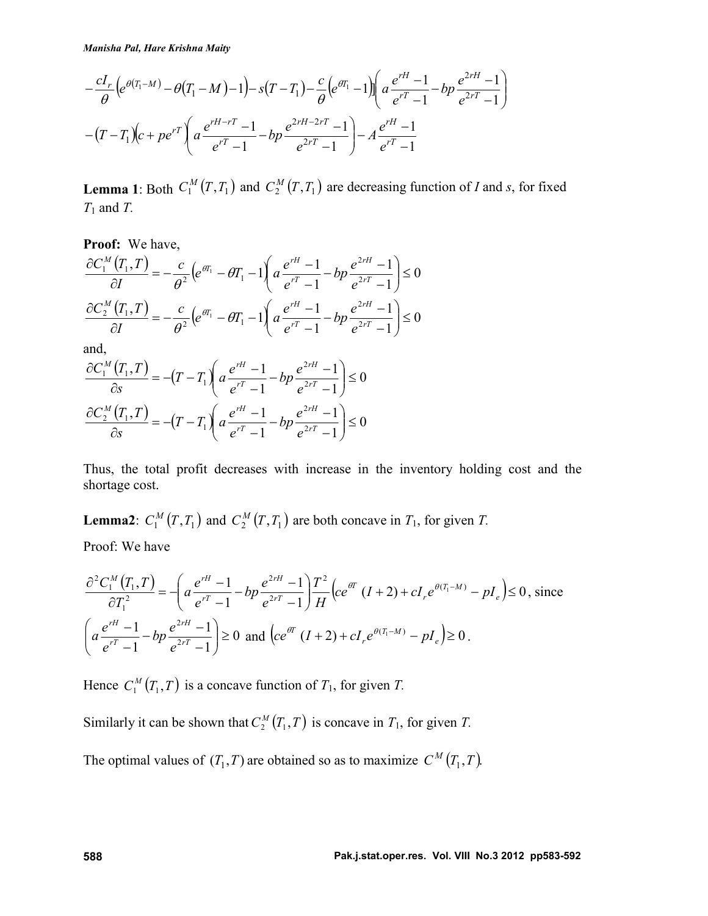$$-\frac{cI_r}{\theta}\left(e^{\theta(T_1-M)}-\theta(T_1-M)-1\right)-s(T-T_1)-\frac{c}{\theta}\left(e^{\theta T_1}-1\right)\Bigg]\left(a\frac{e^{rH}-1}{e^{rT}-1}-bp\frac{e^{2rH}-1}{e^{2rT}-1}\right)$$

$$-(T-T_1)\left(c+pe^{rT}\right)\left(a\frac{e^{rH-rT}-1}{e^{rT}-1}-bp\frac{e^{2rH-2rT}-1}{e^{2rT}-1}\right)-A\frac{e^{rH}-1}{e^{rT}-1}$$

**Lemma 1**: Both $C_1^M(T,T_1)$ and $C_2^M(T,T_1)$ are decreasing function of *I* and *s*, for fixed $T_1$ and *T*.

**Proof:** We have,

$$\frac{\partial C_1^M(T_1,T)}{\partial I}=-\frac{c}{\theta^2}\left(e^{\theta T_1}-\theta T_1-1\right)\left(a\frac{e^{rH}-1}{e^{rT}-1}-bp\frac{e^{2rH}-1}{e^{2rT}-1}\right)\leq 0$$

$$\frac{\partial C_2^M(T_1,T)}{\partial I}=-\frac{c}{\theta^2}\left(e^{\theta T_1}-\theta T_1-1\right)\left(a\frac{e^{rH}-1}{e^{rT}-1}-bp\frac{e^{2rH}-1}{e^{2rT}-1}\right)\leq 0$$

and,

$$\frac{\partial C_1^M(T_1,T)}{\partial s}=-(T-T_1)\left(a\frac{e^{rH}-1}{e^{rT}-1}-bp\frac{e^{2rH}-1}{e^{2rT}-1}\right)\leq 0$$

$$\frac{\partial C_2^M(T_1,T)}{\partial s}=-(T-T_1)\left(a\frac{e^{rH}-1}{e^{rT}-1}-bp\frac{e^{2rH}-1}{e^{2rT}-1}\right)\leq 0$$

Thus, the total profit decreases with increase in the inventory holding cost and the shortage cost.

**Lemma2**: $C_1^M(T,T_1)$ and $C_2^M(T,T_1)$ are both concave in $T_1$, for given *T*.

Proof: We have

$$\frac{\partial^2 C_1^M(T_1,T)}{\partial T_1^2}=-\left(a\frac{e^{rH}-1}{e^{rT}-1}-bp\frac{e^{2rH}-1}{e^{2rT}-1}\right)\frac{T^2}{H}\left(ce^{\theta T}\,(I+2)+cI_r e^{\theta(T_1-M)}-pI_e\right)\leq 0\text{, since}$$

$$\left(a\frac{e^{rH}-1}{e^{rT}-1}-bp\frac{e^{2rH}-1}{e^{2rT}-1}\right)\geq 0 \text{ and } \left(ce^{\theta T}\,(I+2)+cI_r e^{\theta(T_1-M)}-pI_e\right)\geq 0.$$

Hence $C_1^M(T_1,T)$ is a concave function of $T_1$, for given *T*.

Similarly it can be shown that $C_2^M(T_1,T)$ is concave in $T_1$, for given *T*.

The optimal values of $(T_1,T)$ are obtained so as to maximize $C^M(T_1,T)$.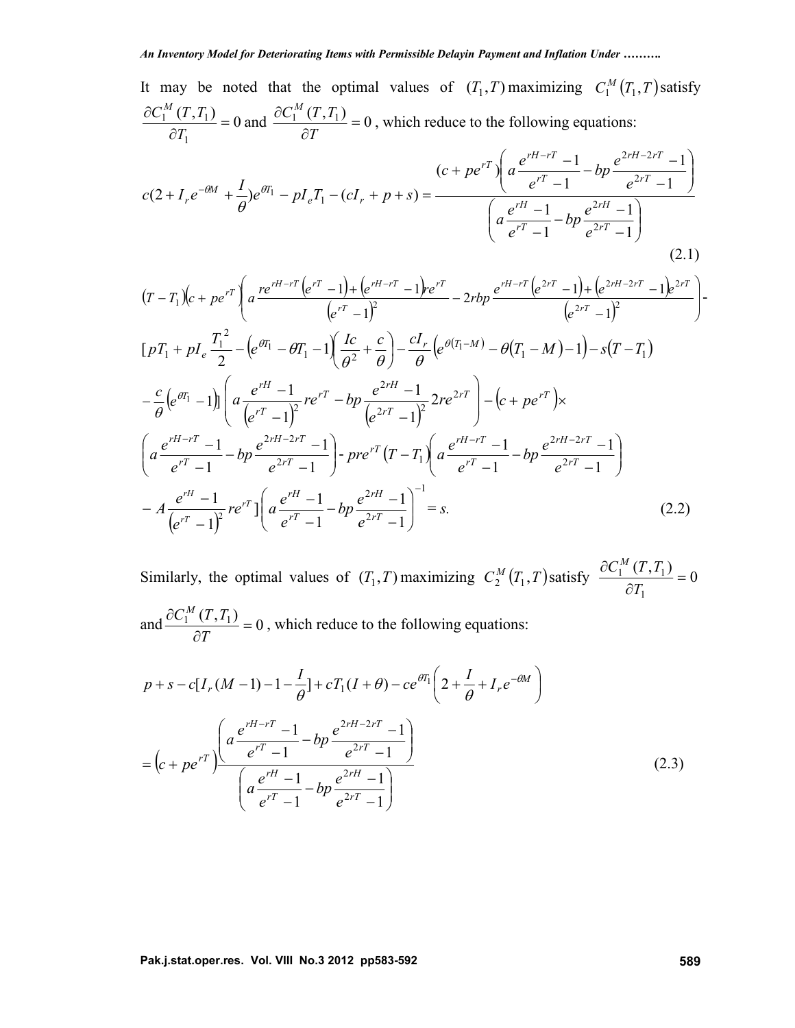It may be noted that the optimal values of $(T_1, T)$ maximizing $C_1^M(T_1, T)$ satisfy $\frac{\partial C_1^M(T, T_1)}{\partial T_1} = 0$ and $\frac{\partial C_1^M(T, T_1)}{\partial T} = 0$, which reduce to the following equations:

$$c(2 + I_r e^{-\theta M} + \frac{I}{\theta})e^{\theta T_1} - pI_e T_1 - (cI_r + p + s) = \frac{(c + pe^{rT})\left(a\frac{e^{rH-rT}-1}{e^{rT}-1} - bp\frac{e^{2rH-2rT}-1}{e^{2rT}-1}\right)}{\left(a\frac{e^{rH}-1}{e^{rT}-1} - bp\frac{e^{2rH}-1}{e^{2rT}-1}\right)} \tag{2.1}$$

$$\begin{aligned}
&(T - T_1)(c + pe^{rT})\left(a\frac{re^{rH-rT}(e^{rT}-1) + (e^{rH-rT}-1)re^{rT}}{(e^{rT}-1)^2} - 2rbp\frac{e^{rH-rT}(e^{2rT}-1) + (e^{2rH-2rT}-1)e^{2rT}}{(e^{2rT}-1)^2}\right) - \\
&[pT_1 + pI_e\frac{T_1^2}{2} - (e^{\theta T_1} - \theta T_1 - 1)\left(\frac{Ic}{\theta^2} + \frac{c}{\theta}\right) - \frac{cI_r}{\theta}\left(e^{\theta(T_1-M)} - \theta(T_1 - M) - 1\right) - s(T - T_1) \\
&- \frac{c}{\theta}(e^{\theta T_1} - 1)]\left(a\frac{e^{rH}-1}{(e^{rT}-1)^2}re^{rT} - bp\frac{e^{2rH}-1}{(e^{2rT}-1)^2}2re^{2rT}\right) - (c + pe^{rT})\times \\
&\left(a\frac{e^{rH-rT}-1}{e^{rT}-1} - bp\frac{e^{2rH-2rT}-1}{e^{2rT}-1}\right) - pre^{rT}(T - T_1)\left(a\frac{e^{rH-rT}-1}{e^{rT}-1} - bp\frac{e^{2rH-2rT}-1}{e^{2rT}-1}\right) \\
&- A\frac{e^{rH}-1}{(e^{rT}-1)^2}re^{rT}]\left(a\frac{e^{rH}-1}{e^{rT}-1} - bp\frac{e^{2rH}-1}{e^{2rT}-1}\right)^{-1} = s.
\end{aligned} \tag{2.2}$$

Similarly, the optimal values of $(T_1, T)$ maximizing $C_2^M(T_1, T)$ satisfy $\frac{\partial C_1^M(T, T_1)}{\partial T_1} = 0$ and $\frac{\partial C_1^M(T, T_1)}{\partial T} = 0$, which reduce to the following equations:

$$\begin{aligned}
&p + s - c[I_r(M - 1) - 1 - \frac{I}{\theta}] + cT_1(I + \theta) - ce^{\theta T_1}\left(2 + \frac{I}{\theta} + I_r e^{-\theta M}\right) \\
&= (c + pe^{rT})\frac{\left(a\frac{e^{rH-rT}-1}{e^{rT}-1} - bp\frac{e^{2rH-2rT}-1}{e^{2rT}-1}\right)}{\left(a\frac{e^{rH}-1}{e^{rT}-1} - bp\frac{e^{2rH}-1}{e^{2rT}-1}\right)}
\end{aligned} \tag{2.3}$$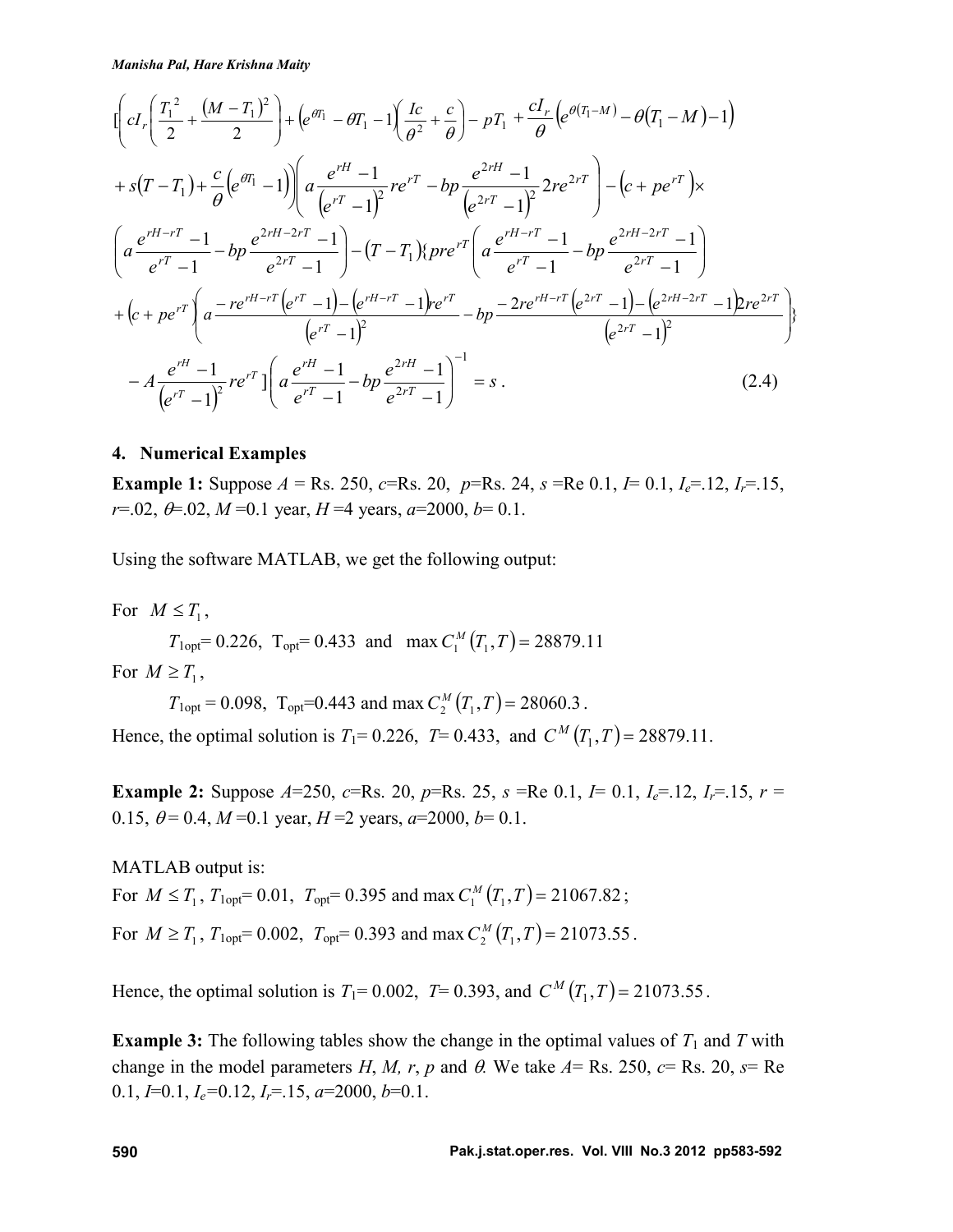$$
\Big[\left( cI_r\left(\frac{T_1^2}{2}+\frac{(M-T_1)^2}{2}\right)+\left(e^{\theta T_1}-\theta T_1-1\right)\left(\frac{Ic}{\theta^2}+\frac{c}{\theta}\right)-pT_1+\frac{cI_r}{\theta}\left(e^{\theta(T_1-M)}-\theta(T_1-M)-1\right)\right.
$$

$$
\left.+s(T-T_1)+\frac{c}{\theta}\left(e^{\theta T_1}-1\right)\right)\left(a\frac{e^{rH}-1}{\left(e^{rT}-1\right)^2}re^{rT}-bp\frac{e^{2rH}-1}{\left(e^{2rT}-1\right)^2}2re^{2rT}\right)-\left(c+pe^{rT}\right)\times
$$

$$
\left(a\frac{e^{rH-rT}-1}{e^{rT}-1}-bp\frac{e^{2rH-2rT}-1}{e^{2rT}-1}\right)-(T-T_1)\Big\{pre^{rT}\left(a\frac{e^{rH-rT}-1}{e^{rT}-1}-bp\frac{e^{2rH-2rT}-1}{e^{2rT}-1}\right)
$$

$$
+\left(c+pe^{rT}\right)\left(a\frac{-re^{rH-rT}\left(e^{rT}-1\right)-\left(e^{rH-rT}-1\right)re^{rT}}{\left(e^{rT}-1\right)^2}-bp\frac{-2re^{rH-rT}\left(e^{2rT}-1\right)-\left(e^{2rH-2rT}-1\right)2re^{2rT}}{\left(e^{2rT}-1\right)^2}\right)\Big\}
$$

$$
-A\frac{e^{rH}-1}{\left(e^{rT}-1\right)^2}re^{rT}\Big]\left(a\frac{e^{rH}-1}{e^{rT}-1}-bp\frac{e^{2rH}-1}{e^{2rT}-1}\right)^{-1}=s\,. \tag{2.4}
$$

## 4. Numerical Examples

**Example 1:** Suppose $A$ = Rs. 250, $c$=Rs. 20, $p$=Rs. 24, $s$ =Re 0.1, $I$= 0.1, $I_e$=.12, $I_r$=.15, $r$=.02, $\theta$=.02, $M$ =0.1 year, $H$ =4 years, $a$=2000, $b$= 0.1.

Using the software MATLAB, we get the following output:

For $M \le T_1$,

$T_{1\text{opt}}$= 0.226, $T_{\text{opt}}$= 0.433 and $\max C_1^M(T_1,T) = 28879.11$

For $M \ge T_1$,

$T_{1\text{opt}}$ = 0.098, $T_{\text{opt}}$=0.443 and $\max C_2^M(T_1,T) = 28060.3$.

Hence, the optimal solution is $T_1$= 0.226, $T$= 0.433, and $C^M(T_1,T) = 28879.11$.

**Example 2:** Suppose $A$=250, $c$=Rs. 20, $p$=Rs. 25, $s$ =Re 0.1, $I$= 0.1, $I_e$=.12, $I_r$=.15, $r$ = 0.15, $\theta$ = 0.4, $M$ =0.1 year, $H$ =2 years, $a$=2000, $b$= 0.1.

MATLAB output is:

For $M \le T_1$, $T_{1\text{opt}}$= 0.01, $T_{\text{opt}}$= 0.395 and $\max C_1^M(T_1,T) = 21067.82$;

For $M \ge T_1$, $T_{1\text{opt}}$= 0.002, $T_{\text{opt}}$= 0.393 and $\max C_2^M(T_1,T) = 21073.55$.

Hence, the optimal solution is $T_1$= 0.002, $T$= 0.393, and $C^M(T_1,T) = 21073.55$.

**Example 3:** The following tables show the change in the optimal values of $T_1$ and $T$ with change in the model parameters $H$, $M$, $r$, $p$ and $\theta$. We take $A$= Rs. 250, $c$= Rs. 20, $s$= Re 0.1, $I$=0.1, $I_e$=0.12, $I_r$=.15, $a$=2000, $b$=0.1.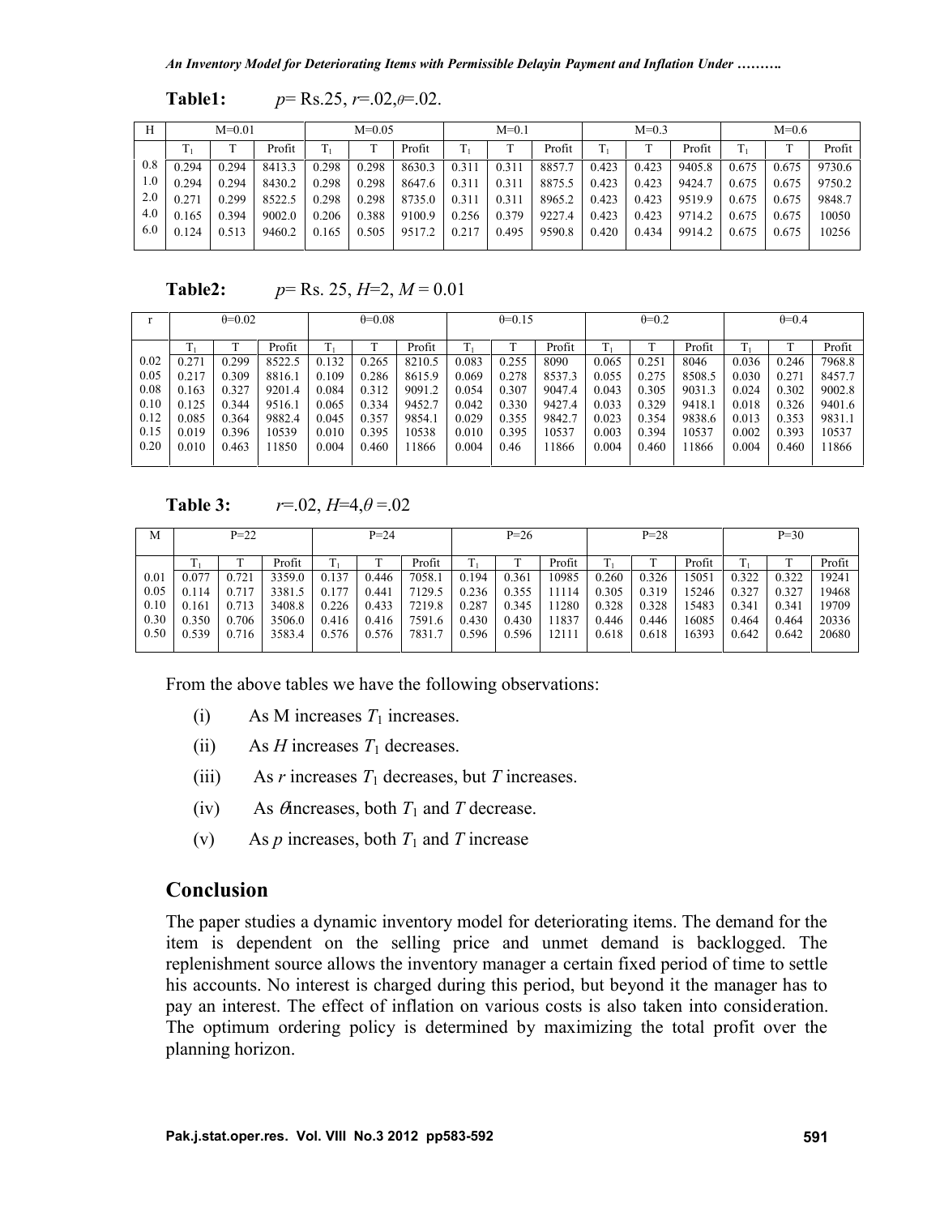**Table1:** $p$= Rs.25, $r$=.02, $\theta$=.02.

| H | M=0.01 | | | M=0.05 | | | M=0.1 | | | M=0.3 | | | M=0.6 | | |
|---|---|---|---|---|---|---|---|---|---|---|---|---|---|---|---|
| | $T_1$ | T | Profit | $T_1$ | T | Profit | $T_1$ | T | Profit | $T_1$ | T | Profit | $T_1$ | T | Profit |
| 0.8 | 0.294 | 0.294 | 8413.3 | 0.298 | 0.298 | 8630.3 | 0.311 | 0.311 | 8857.7 | 0.423 | 0.423 | 9405.8 | 0.675 | 0.675 | 9730.6 |
| 1.0 | 0.294 | 0.294 | 8430.2 | 0.298 | 0.298 | 8647.6 | 0.311 | 0.311 | 8875.5 | 0.423 | 0.423 | 9424.7 | 0.675 | 0.675 | 9750.2 |
| 2.0 | 0.271 | 0.299 | 8522.5 | 0.298 | 0.298 | 8735.0 | 0.311 | 0.311 | 8965.2 | 0.423 | 0.423 | 9519.9 | 0.675 | 0.675 | 9848.7 |
| 4.0 | 0.165 | 0.394 | 9002.0 | 0.206 | 0.388 | 9100.9 | 0.256 | 0.379 | 9227.4 | 0.423 | 0.423 | 9714.2 | 0.675 | 0.675 | 10050 |
| 6.0 | 0.124 | 0.513 | 9460.2 | 0.165 | 0.505 | 9517.2 | 0.217 | 0.495 | 9590.8 | 0.420 | 0.434 | 9914.2 | 0.675 | 0.675 | 10256 |

**Table2:** $p$= Rs. 25, $H$=2, $M$ = 0.01

| r | θ=0.02 | | | θ=0.08 | | | θ=0.15 | | | θ=0.2 | | | θ=0.4 | | |
|---|---|---|---|---|---|---|---|---|---|---|---|---|---|---|---|
| | $T_1$ | T | Profit | $T_1$ | T | Profit | $T_1$ | T | Profit | $T_1$ | T | Profit | $T_1$ | T | Profit |
| 0.02 | 0.271 | 0.299 | 8522.5 | 0.132 | 0.265 | 8210.5 | 0.083 | 0.255 | 8090 | 0.065 | 0.251 | 8046 | 0.036 | 0.246 | 7968.8 |
| 0.05 | 0.217 | 0.309 | 8816.1 | 0.109 | 0.286 | 8615.9 | 0.069 | 0.278 | 8537.3 | 0.055 | 0.275 | 8508.5 | 0.030 | 0.271 | 8457.7 |
| 0.08 | 0.163 | 0.327 | 9201.4 | 0.084 | 0.312 | 9091.2 | 0.054 | 0.307 | 9047.4 | 0.043 | 0.305 | 9031.3 | 0.024 | 0.302 | 9002.8 |
| 0.10 | 0.125 | 0.344 | 9516.1 | 0.065 | 0.334 | 9452.7 | 0.042 | 0.330 | 9427.4 | 0.033 | 0.329 | 9418.1 | 0.018 | 0.326 | 9401.6 |
| 0.12 | 0.085 | 0.364 | 9882.4 | 0.045 | 0.357 | 9854.1 | 0.029 | 0.355 | 9842.7 | 0.023 | 0.354 | 9838.6 | 0.013 | 0.353 | 9831.1 |
| 0.15 | 0.019 | 0.396 | 10539 | 0.010 | 0.395 | 10538 | 0.010 | 0.395 | 10537 | 0.003 | 0.394 | 10537 | 0.002 | 0.393 | 10537 |
| 0.20 | 0.010 | 0.463 | 11850 | 0.004 | 0.460 | 11866 | 0.004 | 0.46 | 11866 | 0.004 | 0.460 | 11866 | 0.004 | 0.460 | 11866 |

**Table 3:** $r$=.02, $H$=4, $\theta$ =.02

| M | P=22 | | | P=24 | | | P=26 | | | P=28 | | | P=30 | | |
|---|---|---|---|---|---|---|---|---|---|---|---|---|---|---|---|
| | $T_1$ | T | Profit | $T_1$ | T | Profit | $T_1$ | T | Profit | $T_1$ | T | Profit | $T_1$ | T | Profit |
| 0.01 | 0.077 | 0.721 | 3359.0 | 0.137 | 0.446 | 7058.1 | 0.194 | 0.361 | 10985 | 0.260 | 0.326 | 15051 | 0.322 | 0.322 | 19241 |
| 0.05 | 0.114 | 0.717 | 3381.5 | 0.177 | 0.441 | 7129.5 | 0.236 | 0.355 | 11114 | 0.305 | 0.319 | 15246 | 0.327 | 0.327 | 19468 |
| 0.10 | 0.161 | 0.713 | 3408.8 | 0.226 | 0.433 | 7219.8 | 0.287 | 0.345 | 11280 | 0.328 | 0.328 | 15483 | 0.341 | 0.341 | 19709 |
| 0.30 | 0.350 | 0.706 | 3506.0 | 0.416 | 0.416 | 7591.6 | 0.430 | 0.430 | 11837 | 0.446 | 0.446 | 16085 | 0.464 | 0.464 | 20336 |
| 0.50 | 0.539 | 0.716 | 3583.4 | 0.576 | 0.576 | 7831.7 | 0.596 | 0.596 | 12111 | 0.618 | 0.618 | 16393 | 0.642 | 0.642 | 20680 |

From the above tables we have the following observations:

(i) As M increases $T_1$ increases.

(ii) As $H$ increases $T_1$ decreases.

(iii) As $r$ increases $T_1$ decreases, but $T$ increases.

(iv) As $\theta$ increases, both $T_1$ and $T$ decrease.

(v) As $p$ increases, both $T_1$ and $T$ increase

## Conclusion

The paper studies a dynamic inventory model for deteriorating items. The demand for the item is dependent on the selling price and unmet demand is backlogged. The replenishment source allows the inventory manager a certain fixed period of time to settle his accounts. No interest is charged during this period, but beyond it the manager has to pay an interest. The effect of inflation on various costs is also taken into consideration. The optimum ordering policy is determined by maximizing the total profit over the planning horizon.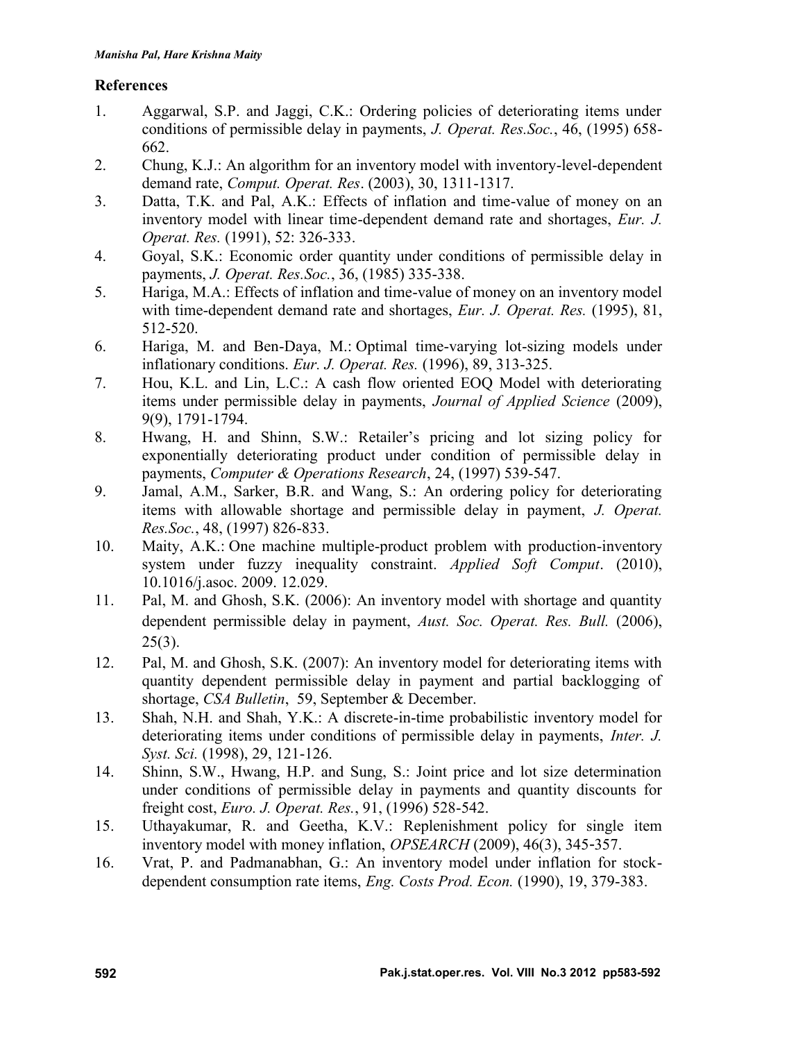## References

1. Aggarwal, S.P. and Jaggi, C.K.: Ordering policies of deteriorating items under conditions of permissible delay in payments, *J. Operat. Res.Soc.*, 46, (1995) 658-662.
2. Chung, K.J.: An algorithm for an inventory model with inventory-level-dependent demand rate, *Comput. Operat. Res*. (2003), 30, 1311-1317.
3. Datta, T.K. and Pal, A.K.: Effects of inflation and time-value of money on an inventory model with linear time-dependent demand rate and shortages, *Eur. J. Operat. Res.* (1991), 52: 326-333.
4. Goyal, S.K.: Economic order quantity under conditions of permissible delay in payments, *J. Operat. Res.Soc.*, 36, (1985) 335-338.
5. Hariga, M.A.: Effects of inflation and time-value of money on an inventory model with time-dependent demand rate and shortages, *Eur. J. Operat. Res.* (1995), 81, 512-520.
6. Hariga, M. and Ben-Daya, M.: Optimal time-varying lot-sizing models under inflationary conditions. *Eur. J. Operat. Res.* (1996), 89, 313-325.
7. Hou, K.L. and Lin, L.C.: A cash flow oriented EOQ Model with deteriorating items under permissible delay in payments, *Journal of Applied Science* (2009), 9(9), 1791-1794.
8. Hwang, H. and Shinn, S.W.: Retailer's pricing and lot sizing policy for exponentially deteriorating product under condition of permissible delay in payments, *Computer & Operations Research*, 24, (1997) 539-547.
9. Jamal, A.M., Sarker, B.R. and Wang, S.: An ordering policy for deteriorating items with allowable shortage and permissible delay in payment, *J. Operat. Res.Soc.*, 48, (1997) 826-833.
10. Maity, A.K.: One machine multiple-product problem with production-inventory system under fuzzy inequality constraint. *Applied Soft Comput*. (2010), 10.1016/j.asoc. 2009. 12.029.
11. Pal, M. and Ghosh, S.K. (2006): An inventory model with shortage and quantity dependent permissible delay in payment, *Aust. Soc. Operat. Res. Bull.* (2006), 25(3).
12. Pal, M. and Ghosh, S.K. (2007): An inventory model for deteriorating items with quantity dependent permissible delay in payment and partial backlogging of shortage, *CSA Bulletin*, 59, September & December.
13. Shah, N.H. and Shah, Y.K.: A discrete-in-time probabilistic inventory model for deteriorating items under conditions of permissible delay in payments, *Inter. J. Syst. Sci.* (1998), 29, 121-126.
14. Shinn, S.W., Hwang, H.P. and Sung, S.: Joint price and lot size determination under conditions of permissible delay in payments and quantity discounts for freight cost, *Euro. J. Operat. Res.*, 91, (1996) 528-542.
15. Uthayakumar, R. and Geetha, K.V.: Replenishment policy for single item inventory model with money inflation, *OPSEARCH* (2009), 46(3), 345-357.
16. Vrat, P. and Padmanabhan, G.: An inventory model under inflation for stock-dependent consumption rate items, *Eng. Costs Prod. Econ.* (1990), 19, 379-383.